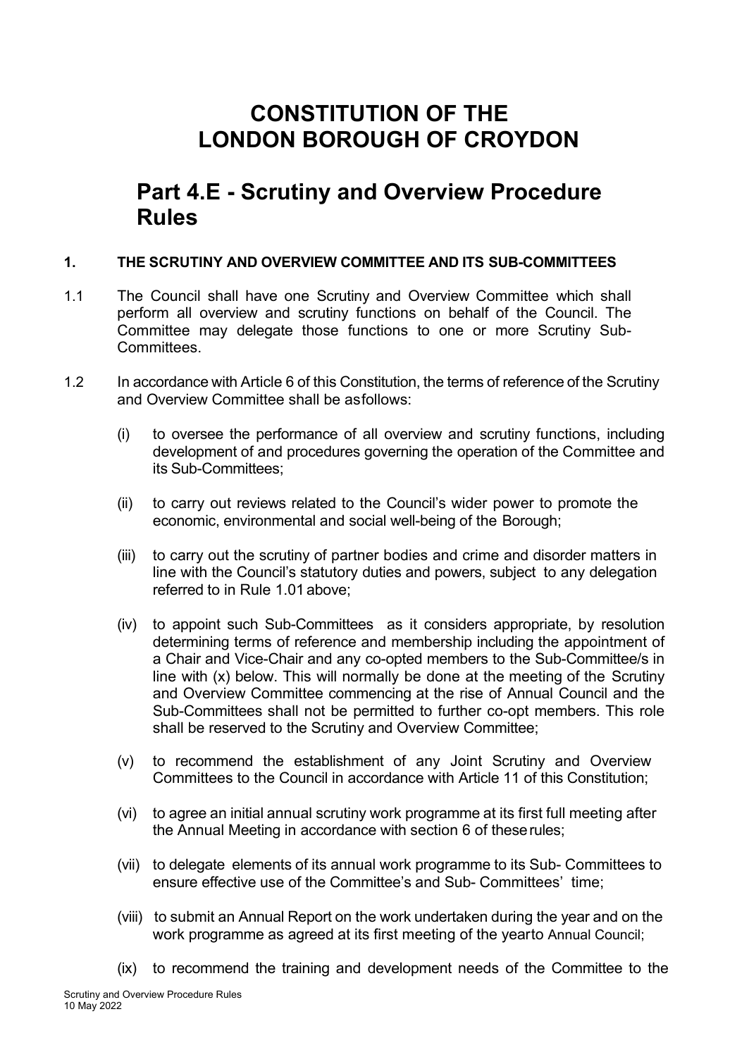# CONSTITUTION OF THE LONDON BOROUGH OF CROYDON

## Part 4.E - Scrutiny and Overview Procedure Rules

### 1. THE SCRUTINY AND OVERVIEW COMMITTEE AND ITS SUB-COMMITTEES

1.1 The Council shall have one Scrutiny and Overview Committee which shall perform all overview and scrutiny functions on behalf of the Council. The Committee may delegate those functions to one or more Scrutiny Sub-Committees.

1.2 In accordance with Article 6 of this Constitution, the terms of reference of the Scrutiny and Overview Committee shall be asfollows:

(i) to oversee the performance of all overview and scrutiny functions, including development of and procedures governing the operation of the Committee and its Sub-Committees;

(ii) to carry out reviews related to the Council's wider power to promote the economic, environmental and social well-being of the Borough;

(iii) to carry out the scrutiny of partner bodies and crime and disorder matters in line with the Council's statutory duties and powers, subject to any delegation referred to in Rule 1.01 above;

(iv) to appoint such Sub-Committees as it considers appropriate, by resolution determining terms of reference and membership including the appointment of a Chair and Vice-Chair and any co-opted members to the Sub-Committee/s in line with (x) below. This will normally be done at the meeting of the Scrutiny and Overview Committee commencing at the rise of Annual Council and the Sub-Committees shall not be permitted to further co-opt members. This role shall be reserved to the Scrutiny and Overview Committee;

(v) to recommend the establishment of any Joint Scrutiny and Overview Committees to the Council in accordance with Article 11 of this Constitution;

(vi) to agree an initial annual scrutiny work programme at its first full meeting after the Annual Meeting in accordance with section 6 of these rules;

(vii) to delegate elements of its annual work programme to its Sub- Committees to ensure effective use of the Committee's and Sub- Committees' time;

(viii) to submit an Annual Report on the work undertaken during the year and on the work programme as agreed at its first meeting of the yearto Annual Council;

(ix) to recommend the training and development needs of the Committee to the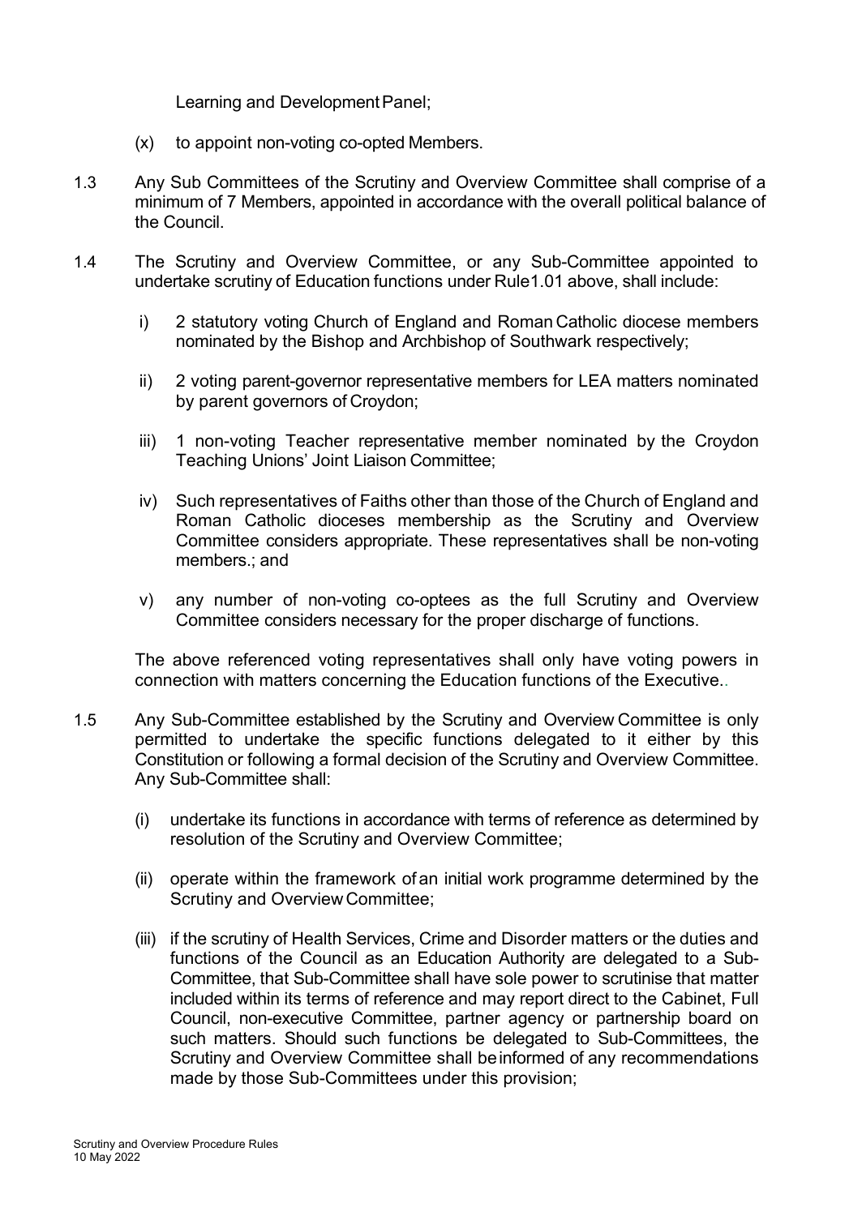Learning and Development Panel;

(x) to appoint non-voting co-opted Members.

1.3 Any Sub Committees of the Scrutiny and Overview Committee shall comprise of a minimum of 7 Members, appointed in accordance with the overall political balance of the Council.

1.4 The Scrutiny and Overview Committee, or any Sub-Committee appointed to undertake scrutiny of Education functions under Rule1.01 above, shall include:

i) 2 statutory voting Church of England and Roman Catholic diocese members nominated by the Bishop and Archbishop of Southwark respectively;

ii) 2 voting parent-governor representative members for LEA matters nominated by parent governors of Croydon;

iii) 1 non-voting Teacher representative member nominated by the Croydon Teaching Unions' Joint Liaison Committee;

iv) Such representatives of Faiths other than those of the Church of England and Roman Catholic dioceses membership as the Scrutiny and Overview Committee considers appropriate. These representatives shall be non-voting members.; and

v) any number of non-voting co-optees as the full Scrutiny and Overview Committee considers necessary for the proper discharge of functions.

The above referenced voting representatives shall only have voting powers in connection with matters concerning the Education functions of the Executive..

1.5 Any Sub-Committee established by the Scrutiny and Overview Committee is only permitted to undertake the specific functions delegated to it either by this Constitution or following a formal decision of the Scrutiny and Overview Committee. Any Sub-Committee shall:

(i) undertake its functions in accordance with terms of reference as determined by resolution of the Scrutiny and Overview Committee;

(ii) operate within the framework of an initial work programme determined by the Scrutiny and Overview Committee;

(iii) if the scrutiny of Health Services, Crime and Disorder matters or the duties and functions of the Council as an Education Authority are delegated to a Sub-Committee, that Sub-Committee shall have sole power to scrutinise that matter included within its terms of reference and may report direct to the Cabinet, Full Council, non-executive Committee, partner agency or partnership board on such matters. Should such functions be delegated to Sub-Committees, the Scrutiny and Overview Committee shall be informed of any recommendations made by those Sub-Committees under this provision;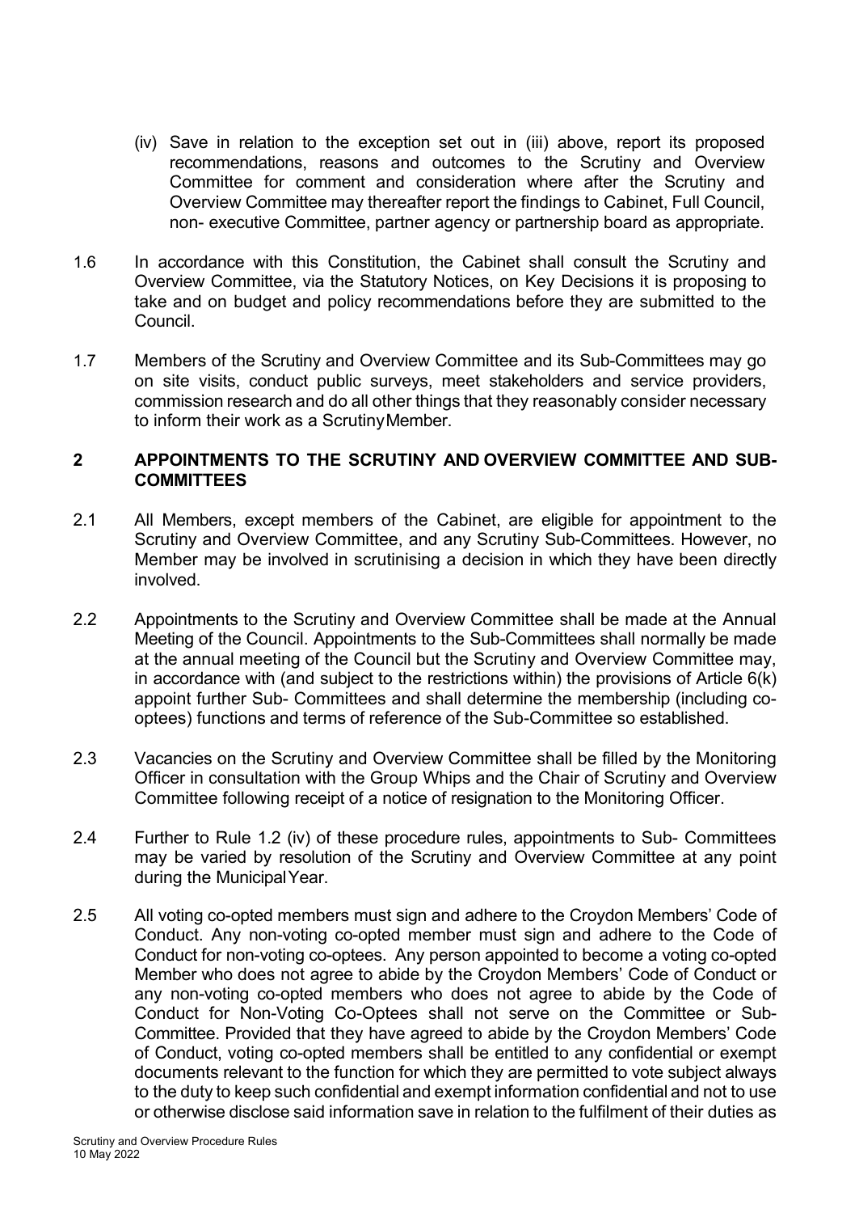(iv) Save in relation to the exception set out in (iii) above, report its proposed recommendations, reasons and outcomes to the Scrutiny and Overview Committee for comment and consideration where after the Scrutiny and Overview Committee may thereafter report the findings to Cabinet, Full Council, non- executive Committee, partner agency or partnership board as appropriate.

1.6 In accordance with this Constitution, the Cabinet shall consult the Scrutiny and Overview Committee, via the Statutory Notices, on Key Decisions it is proposing to take and on budget and policy recommendations before they are submitted to the Council.

1.7 Members of the Scrutiny and Overview Committee and its Sub-Committees may go on site visits, conduct public surveys, meet stakeholders and service providers, commission research and do all other things that they reasonably consider necessary to inform their work as a Scrutiny Member.

## 2 APPOINTMENTS TO THE SCRUTINY AND OVERVIEW COMMITTEE AND SUB-COMMITTEES

2.1 All Members, except members of the Cabinet, are eligible for appointment to the Scrutiny and Overview Committee, and any Scrutiny Sub-Committees. However, no Member may be involved in scrutinising a decision in which they have been directly involved.

2.2 Appointments to the Scrutiny and Overview Committee shall be made at the Annual Meeting of the Council. Appointments to the Sub-Committees shall normally be made at the annual meeting of the Council but the Scrutiny and Overview Committee may, in accordance with (and subject to the restrictions within) the provisions of Article 6(k) appoint further Sub- Committees and shall determine the membership (including co-optees) functions and terms of reference of the Sub-Committee so established.

2.3 Vacancies on the Scrutiny and Overview Committee shall be filled by the Monitoring Officer in consultation with the Group Whips and the Chair of Scrutiny and Overview Committee following receipt of a notice of resignation to the Monitoring Officer.

2.4 Further to Rule 1.2 (iv) of these procedure rules, appointments to Sub- Committees may be varied by resolution of the Scrutiny and Overview Committee at any point during the Municipal Year.

2.5 All voting co-opted members must sign and adhere to the Croydon Members' Code of Conduct. Any non-voting co-opted member must sign and adhere to the Code of Conduct for non-voting co-optees. Any person appointed to become a voting co-opted Member who does not agree to abide by the Croydon Members' Code of Conduct or any non-voting co-opted members who does not agree to abide by the Code of Conduct for Non-Voting Co-Optees shall not serve on the Committee or Sub-Committee. Provided that they have agreed to abide by the Croydon Members' Code of Conduct, voting co-opted members shall be entitled to any confidential or exempt documents relevant to the function for which they are permitted to vote subject always to the duty to keep such confidential and exempt information confidential and not to use or otherwise disclose said information save in relation to the fulfilment of their duties as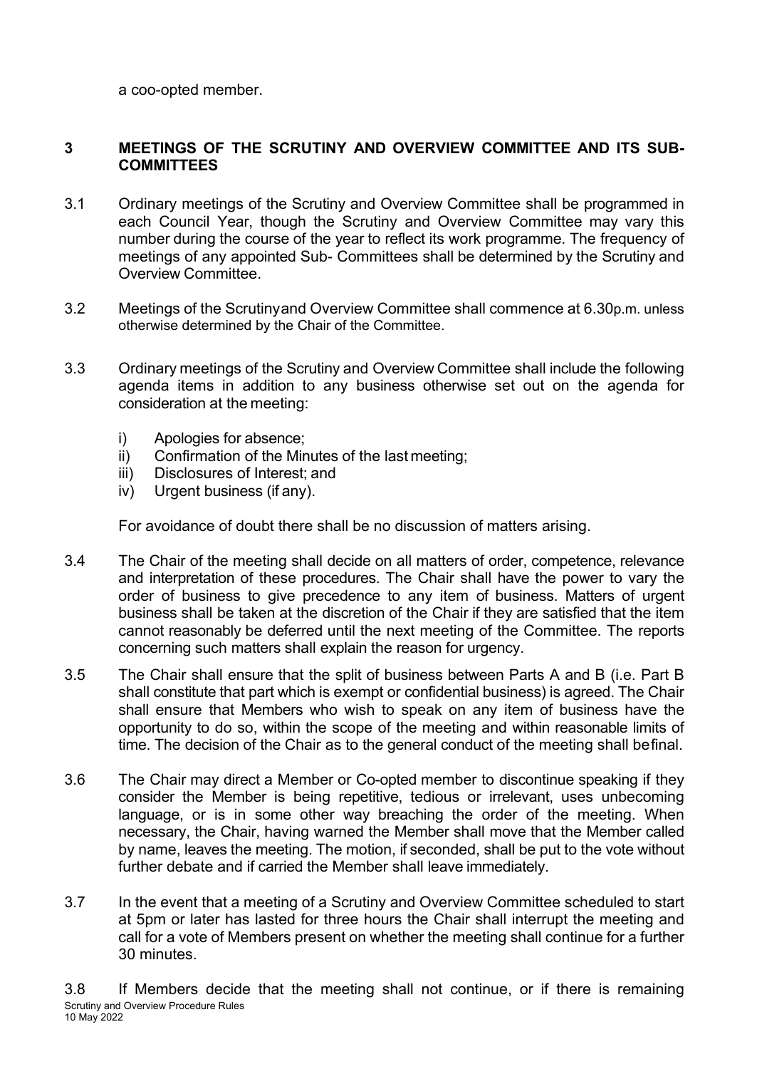a coo-opted member.

## 3 MEETINGS OF THE SCRUTINY AND OVERVIEW COMMITTEE AND ITS SUB-COMMITTEES

3.1 Ordinary meetings of the Scrutiny and Overview Committee shall be programmed in each Council Year, though the Scrutiny and Overview Committee may vary this number during the course of the year to reflect its work programme. The frequency of meetings of any appointed Sub- Committees shall be determined by the Scrutiny and Overview Committee.

3.2 Meetings of the Scrutinyand Overview Committee shall commence at 6.30p.m. unless otherwise determined by the Chair of the Committee.

3.3 Ordinary meetings of the Scrutiny and Overview Committee shall include the following agenda items in addition to any business otherwise set out on the agenda for consideration at the meeting:

- i) Apologies for absence;
- ii) Confirmation of the Minutes of the last meeting;
- iii) Disclosures of Interest; and
- iv) Urgent business (if any).

For avoidance of doubt there shall be no discussion of matters arising.

3.4 The Chair of the meeting shall decide on all matters of order, competence, relevance and interpretation of these procedures. The Chair shall have the power to vary the order of business to give precedence to any item of business. Matters of urgent business shall be taken at the discretion of the Chair if they are satisfied that the item cannot reasonably be deferred until the next meeting of the Committee. The reports concerning such matters shall explain the reason for urgency.

3.5 The Chair shall ensure that the split of business between Parts A and B (i.e. Part B shall constitute that part which is exempt or confidential business) is agreed. The Chair shall ensure that Members who wish to speak on any item of business have the opportunity to do so, within the scope of the meeting and within reasonable limits of time. The decision of the Chair as to the general conduct of the meeting shall befinal.

3.6 The Chair may direct a Member or Co-opted member to discontinue speaking if they consider the Member is being repetitive, tedious or irrelevant, uses unbecoming language, or is in some other way breaching the order of the meeting. When necessary, the Chair, having warned the Member shall move that the Member called by name, leaves the meeting. The motion, if seconded, shall be put to the vote without further debate and if carried the Member shall leave immediately.

3.7 In the event that a meeting of a Scrutiny and Overview Committee scheduled to start at 5pm or later has lasted for three hours the Chair shall interrupt the meeting and call for a vote of Members present on whether the meeting shall continue for a further 30 minutes.

3.8 If Members decide that the meeting shall not continue, or if there is remaining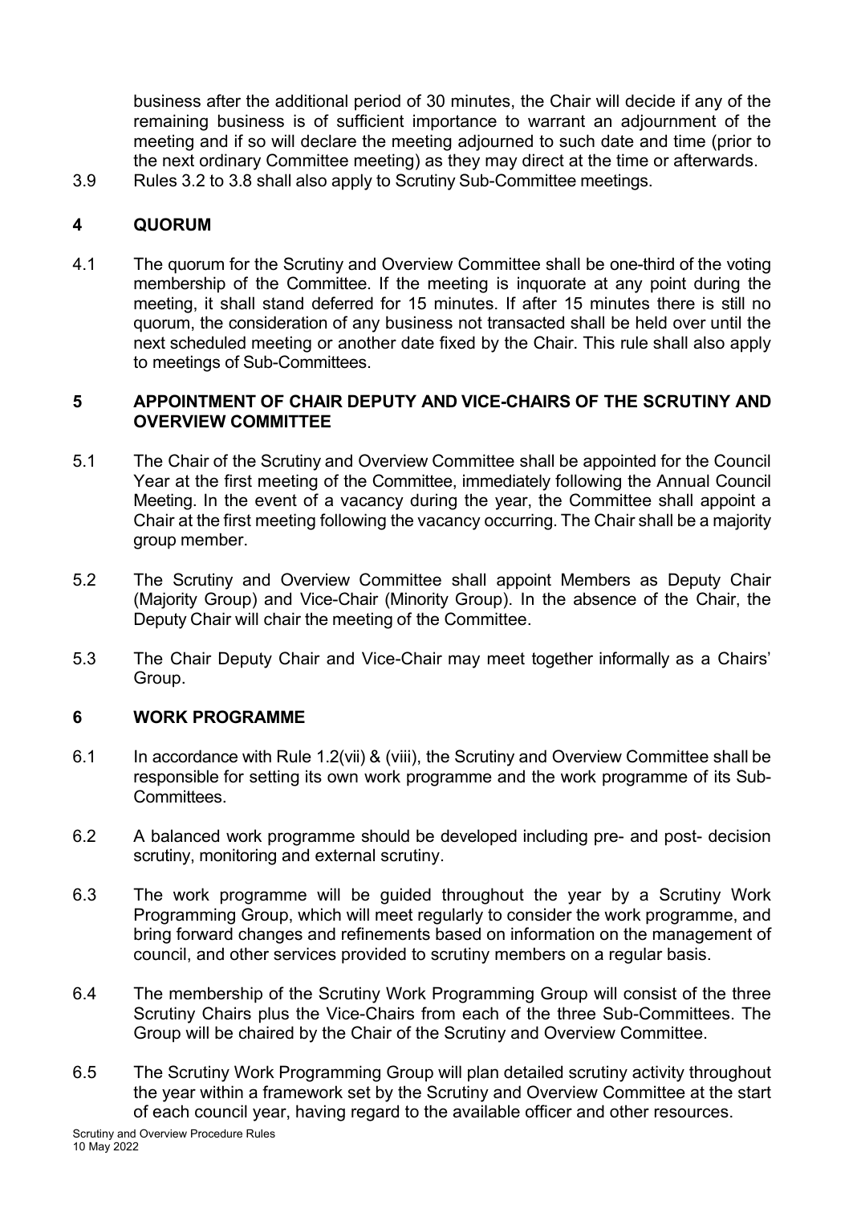business after the additional period of 30 minutes, the Chair will decide if any of the remaining business is of sufficient importance to warrant an adjournment of the meeting and if so will declare the meeting adjourned to such date and time (prior to the next ordinary Committee meeting) as they may direct at the time or afterwards.

3.9 Rules 3.2 to 3.8 shall also apply to Scrutiny Sub-Committee meetings.

## 4 QUORUM

4.1 The quorum for the Scrutiny and Overview Committee shall be one-third of the voting membership of the Committee. If the meeting is inquorate at any point during the meeting, it shall stand deferred for 15 minutes. If after 15 minutes there is still no quorum, the consideration of any business not transacted shall be held over until the next scheduled meeting or another date fixed by the Chair. This rule shall also apply to meetings of Sub-Committees.

## 5 APPOINTMENT OF CHAIR DEPUTY AND VICE-CHAIRS OF THE SCRUTINY AND OVERVIEW COMMITTEE

5.1 The Chair of the Scrutiny and Overview Committee shall be appointed for the Council Year at the first meeting of the Committee, immediately following the Annual Council Meeting. In the event of a vacancy during the year, the Committee shall appoint a Chair at the first meeting following the vacancy occurring. The Chair shall be a majority group member.

5.2 The Scrutiny and Overview Committee shall appoint Members as Deputy Chair (Majority Group) and Vice-Chair (Minority Group). In the absence of the Chair, the Deputy Chair will chair the meeting of the Committee.

5.3 The Chair Deputy Chair and Vice-Chair may meet together informally as a Chairs' Group.

## 6 WORK PROGRAMME

6.1 In accordance with Rule 1.2(vii) & (viii), the Scrutiny and Overview Committee shall be responsible for setting its own work programme and the work programme of its Sub-Committees.

6.2 A balanced work programme should be developed including pre- and post- decision scrutiny, monitoring and external scrutiny.

6.3 The work programme will be guided throughout the year by a Scrutiny Work Programming Group, which will meet regularly to consider the work programme, and bring forward changes and refinements based on information on the management of council, and other services provided to scrutiny members on a regular basis.

6.4 The membership of the Scrutiny Work Programming Group will consist of the three Scrutiny Chairs plus the Vice-Chairs from each of the three Sub-Committees. The Group will be chaired by the Chair of the Scrutiny and Overview Committee.

6.5 The Scrutiny Work Programming Group will plan detailed scrutiny activity throughout the year within a framework set by the Scrutiny and Overview Committee at the start of each council year, having regard to the available officer and other resources.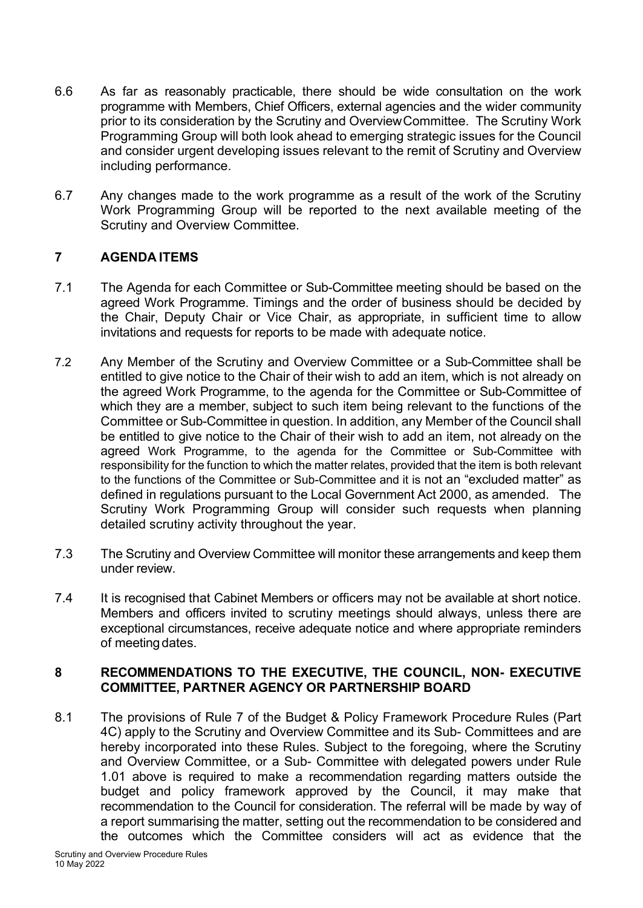6.6 As far as reasonably practicable, there should be wide consultation on the work programme with Members, Chief Officers, external agencies and the wider community prior to its consideration by the Scrutiny and Overview Committee. The Scrutiny Work Programming Group will both look ahead to emerging strategic issues for the Council and consider urgent developing issues relevant to the remit of Scrutiny and Overview including performance.

6.7 Any changes made to the work programme as a result of the work of the Scrutiny Work Programming Group will be reported to the next available meeting of the Scrutiny and Overview Committee.

## 7 AGENDA ITEMS

7.1 The Agenda for each Committee or Sub-Committee meeting should be based on the agreed Work Programme. Timings and the order of business should be decided by the Chair, Deputy Chair or Vice Chair, as appropriate, in sufficient time to allow invitations and requests for reports to be made with adequate notice.

7.2 Any Member of the Scrutiny and Overview Committee or a Sub-Committee shall be entitled to give notice to the Chair of their wish to add an item, which is not already on the agreed Work Programme, to the agenda for the Committee or Sub-Committee of which they are a member, subject to such item being relevant to the functions of the Committee or Sub-Committee in question. In addition, any Member of the Council shall be entitled to give notice to the Chair of their wish to add an item, not already on the agreed Work Programme, to the agenda for the Committee or Sub-Committee with responsibility for the function to which the matter relates, provided that the item is both relevant to the functions of the Committee or Sub-Committee and it is not an "excluded matter" as defined in regulations pursuant to the Local Government Act 2000, as amended. The Scrutiny Work Programming Group will consider such requests when planning detailed scrutiny activity throughout the year.

7.3 The Scrutiny and Overview Committee will monitor these arrangements and keep them under review.

7.4 It is recognised that Cabinet Members or officers may not be available at short notice. Members and officers invited to scrutiny meetings should always, unless there are exceptional circumstances, receive adequate notice and where appropriate reminders of meeting dates.

## 8 RECOMMENDATIONS TO THE EXECUTIVE, THE COUNCIL, NON- EXECUTIVE COMMITTEE, PARTNER AGENCY OR PARTNERSHIP BOARD

8.1 The provisions of Rule 7 of the Budget & Policy Framework Procedure Rules (Part 4C) apply to the Scrutiny and Overview Committee and its Sub- Committees and are hereby incorporated into these Rules. Subject to the foregoing, where the Scrutiny and Overview Committee, or a Sub- Committee with delegated powers under Rule 1.01 above is required to make a recommendation regarding matters outside the budget and policy framework approved by the Council, it may make that recommendation to the Council for consideration. The referral will be made by way of a report summarising the matter, setting out the recommendation to be considered and the outcomes which the Committee considers will act as evidence that the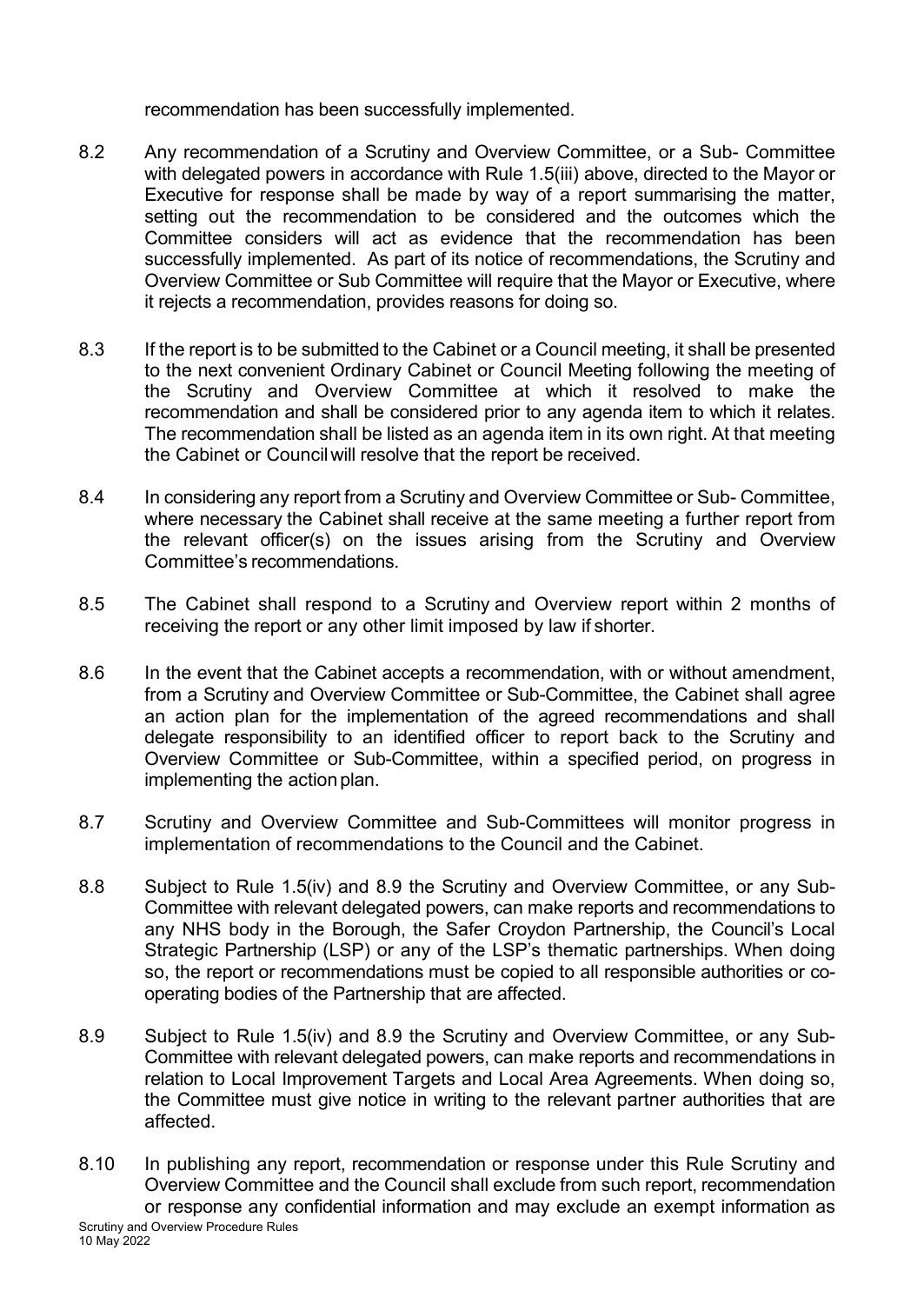recommendation has been successfully implemented.

8.2 Any recommendation of a Scrutiny and Overview Committee, or a Sub- Committee with delegated powers in accordance with Rule 1.5(iii) above, directed to the Mayor or Executive for response shall be made by way of a report summarising the matter, setting out the recommendation to be considered and the outcomes which the Committee considers will act as evidence that the recommendation has been successfully implemented. As part of its notice of recommendations, the Scrutiny and Overview Committee or Sub Committee will require that the Mayor or Executive, where it rejects a recommendation, provides reasons for doing so.

8.3 If the report is to be submitted to the Cabinet or a Council meeting, it shall be presented to the next convenient Ordinary Cabinet or Council Meeting following the meeting of the Scrutiny and Overview Committee at which it resolved to make the recommendation and shall be considered prior to any agenda item to which it relates. The recommendation shall be listed as an agenda item in its own right. At that meeting the Cabinet or Council will resolve that the report be received.

8.4 In considering any report from a Scrutiny and Overview Committee or Sub- Committee, where necessary the Cabinet shall receive at the same meeting a further report from the relevant officer(s) on the issues arising from the Scrutiny and Overview Committee's recommendations.

8.5 The Cabinet shall respond to a Scrutiny and Overview report within 2 months of receiving the report or any other limit imposed by law if shorter.

8.6 In the event that the Cabinet accepts a recommendation, with or without amendment, from a Scrutiny and Overview Committee or Sub-Committee, the Cabinet shall agree an action plan for the implementation of the agreed recommendations and shall delegate responsibility to an identified officer to report back to the Scrutiny and Overview Committee or Sub-Committee, within a specified period, on progress in implementing the action plan.

8.7 Scrutiny and Overview Committee and Sub-Committees will monitor progress in implementation of recommendations to the Council and the Cabinet.

8.8 Subject to Rule 1.5(iv) and 8.9 the Scrutiny and Overview Committee, or any Sub-Committee with relevant delegated powers, can make reports and recommendations to any NHS body in the Borough, the Safer Croydon Partnership, the Council's Local Strategic Partnership (LSP) or any of the LSP's thematic partnerships. When doing so, the report or recommendations must be copied to all responsible authorities or co-operating bodies of the Partnership that are affected.

8.9 Subject to Rule 1.5(iv) and 8.9 the Scrutiny and Overview Committee, or any Sub-Committee with relevant delegated powers, can make reports and recommendations in relation to Local Improvement Targets and Local Area Agreements. When doing so, the Committee must give notice in writing to the relevant partner authorities that are affected.

8.10 In publishing any report, recommendation or response under this Rule Scrutiny and Overview Committee and the Council shall exclude from such report, recommendation or response any confidential information and may exclude an exempt information as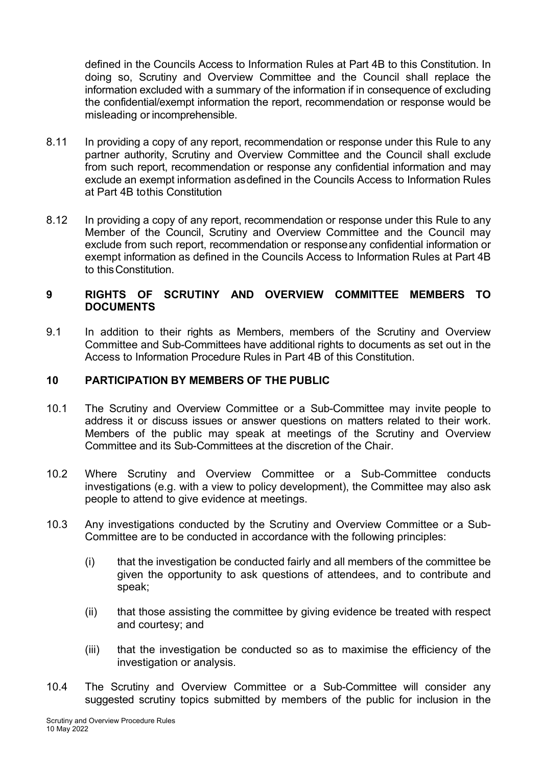defined in the Councils Access to Information Rules at Part 4B to this Constitution. In doing so, Scrutiny and Overview Committee and the Council shall replace the information excluded with a summary of the information if in consequence of excluding the confidential/exempt information the report, recommendation or response would be misleading or incomprehensible.

8.11 In providing a copy of any report, recommendation or response under this Rule to any partner authority, Scrutiny and Overview Committee and the Council shall exclude from such report, recommendation or response any confidential information and may exclude an exempt information asdefined in the Councils Access to Information Rules at Part 4B tothis Constitution

8.12 In providing a copy of any report, recommendation or response under this Rule to any Member of the Council, Scrutiny and Overview Committee and the Council may exclude from such report, recommendation or responseany confidential information or exempt information as defined in the Councils Access to Information Rules at Part 4B to thisConstitution.

## 9 RIGHTS OF SCRUTINY AND OVERVIEW COMMITTEE MEMBERS TO DOCUMENTS

9.1 In addition to their rights as Members, members of the Scrutiny and Overview Committee and Sub-Committees have additional rights to documents as set out in the Access to Information Procedure Rules in Part 4B of this Constitution.

## 10 PARTICIPATION BY MEMBERS OF THE PUBLIC

10.1 The Scrutiny and Overview Committee or a Sub-Committee may invite people to address it or discuss issues or answer questions on matters related to their work. Members of the public may speak at meetings of the Scrutiny and Overview Committee and its Sub-Committees at the discretion of the Chair.

10.2 Where Scrutiny and Overview Committee or a Sub-Committee conducts investigations (e.g. with a view to policy development), the Committee may also ask people to attend to give evidence at meetings.

10.3 Any investigations conducted by the Scrutiny and Overview Committee or a Sub-Committee are to be conducted in accordance with the following principles:

(i) that the investigation be conducted fairly and all members of the committee be given the opportunity to ask questions of attendees, and to contribute and speak;

(ii) that those assisting the committee by giving evidence be treated with respect and courtesy; and

(iii) that the investigation be conducted so as to maximise the efficiency of the investigation or analysis.

10.4 The Scrutiny and Overview Committee or a Sub-Committee will consider any suggested scrutiny topics submitted by members of the public for inclusion in the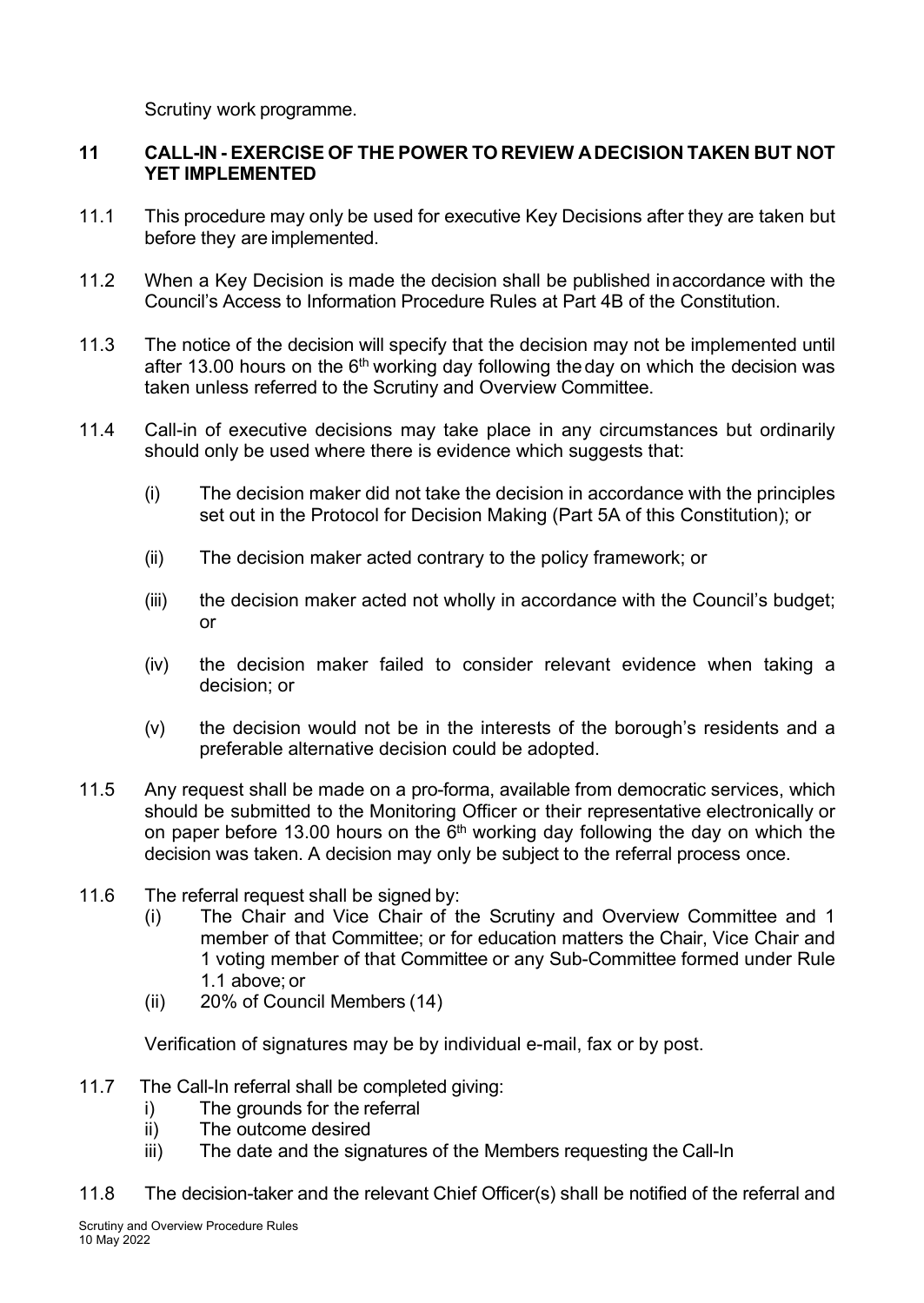Scrutiny work programme.

## 11 CALL-IN - EXERCISE OF THE POWER TO REVIEW A DECISION TAKEN BUT NOT YET IMPLEMENTED

11.1 This procedure may only be used for executive Key Decisions after they are taken but before they are implemented.

11.2 When a Key Decision is made the decision shall be published in accordance with the Council's Access to Information Procedure Rules at Part 4B of the Constitution.

11.3 The notice of the decision will specify that the decision may not be implemented until after 13.00 hours on the 6th working day following the day on which the decision was taken unless referred to the Scrutiny and Overview Committee.

11.4 Call-in of executive decisions may take place in any circumstances but ordinarily should only be used where there is evidence which suggests that:

- (i) The decision maker did not take the decision in accordance with the principles set out in the Protocol for Decision Making (Part 5A of this Constitution); or
- (ii) The decision maker acted contrary to the policy framework; or
- (iii) the decision maker acted not wholly in accordance with the Council's budget; or
- (iv) the decision maker failed to consider relevant evidence when taking a decision; or
- (v) the decision would not be in the interests of the borough's residents and a preferable alternative decision could be adopted.

11.5 Any request shall be made on a pro-forma, available from democratic services, which should be submitted to the Monitoring Officer or their representative electronically or on paper before 13.00 hours on the 6th working day following the day on which the decision was taken. A decision may only be subject to the referral process once.

11.6 The referral request shall be signed by:

- (i) The Chair and Vice Chair of the Scrutiny and Overview Committee and 1 member of that Committee; or for education matters the Chair, Vice Chair and 1 voting member of that Committee or any Sub-Committee formed under Rule 1.1 above; or
- (ii) 20% of Council Members (14)

Verification of signatures may be by individual e-mail, fax or by post.

11.7 The Call-In referral shall be completed giving:

- i) The grounds for the referral
- ii) The outcome desired
- iii) The date and the signatures of the Members requesting the Call-In

11.8 The decision-taker and the relevant Chief Officer(s) shall be notified of the referral and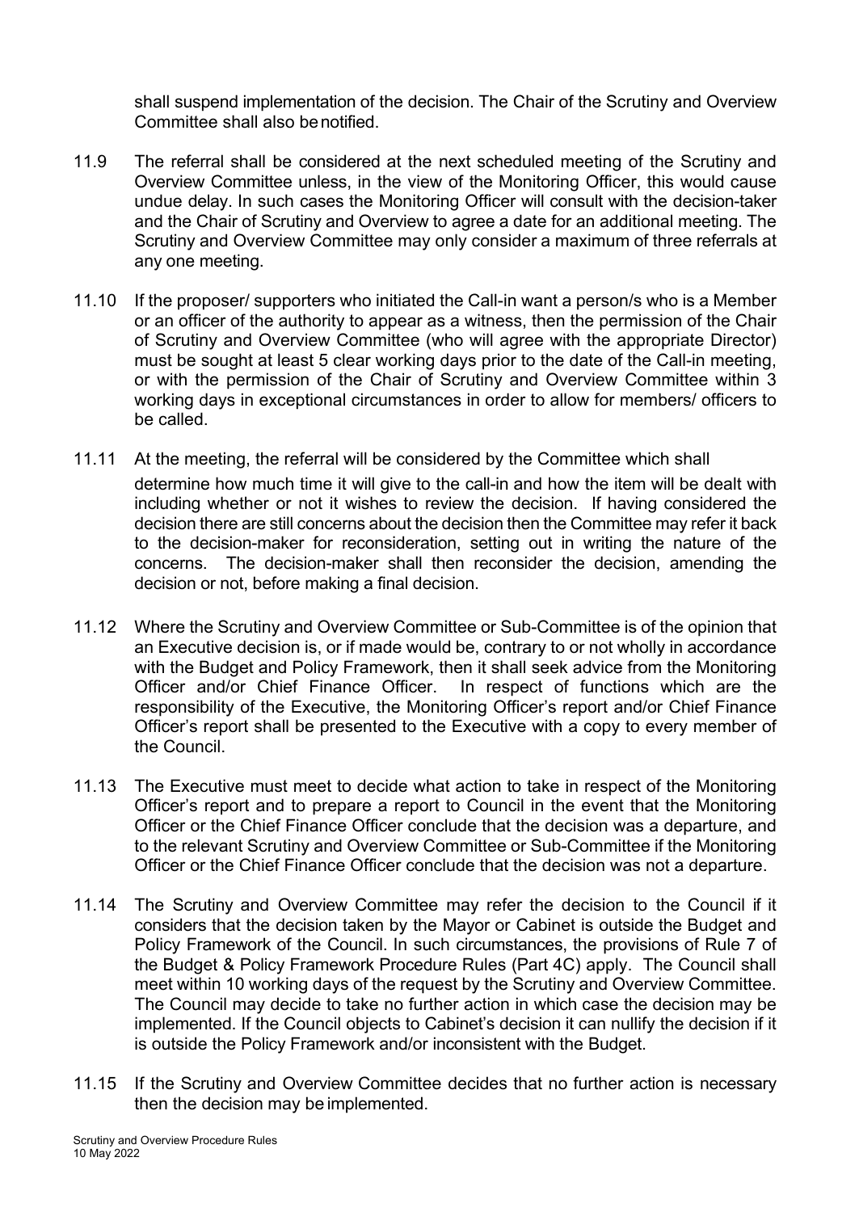shall suspend implementation of the decision. The Chair of the Scrutiny and Overview Committee shall also be notified.

11.9 The referral shall be considered at the next scheduled meeting of the Scrutiny and Overview Committee unless, in the view of the Monitoring Officer, this would cause undue delay. In such cases the Monitoring Officer will consult with the decision-taker and the Chair of Scrutiny and Overview to agree a date for an additional meeting. The Scrutiny and Overview Committee may only consider a maximum of three referrals at any one meeting.

11.10 If the proposer/ supporters who initiated the Call-in want a person/s who is a Member or an officer of the authority to appear as a witness, then the permission of the Chair of Scrutiny and Overview Committee (who will agree with the appropriate Director) must be sought at least 5 clear working days prior to the date of the Call-in meeting, or with the permission of the Chair of Scrutiny and Overview Committee within 3 working days in exceptional circumstances in order to allow for members/ officers to be called.

11.11 At the meeting, the referral will be considered by the Committee which shall determine how much time it will give to the call-in and how the item will be dealt with including whether or not it wishes to review the decision. If having considered the decision there are still concerns about the decision then the Committee may refer it back to the decision-maker for reconsideration, setting out in writing the nature of the concerns. The decision-maker shall then reconsider the decision, amending the decision or not, before making a final decision.

11.12 Where the Scrutiny and Overview Committee or Sub-Committee is of the opinion that an Executive decision is, or if made would be, contrary to or not wholly in accordance with the Budget and Policy Framework, then it shall seek advice from the Monitoring Officer and/or Chief Finance Officer. In respect of functions which are the responsibility of the Executive, the Monitoring Officer's report and/or Chief Finance Officer's report shall be presented to the Executive with a copy to every member of the Council.

11.13 The Executive must meet to decide what action to take in respect of the Monitoring Officer's report and to prepare a report to Council in the event that the Monitoring Officer or the Chief Finance Officer conclude that the decision was a departure, and to the relevant Scrutiny and Overview Committee or Sub-Committee if the Monitoring Officer or the Chief Finance Officer conclude that the decision was not a departure.

11.14 The Scrutiny and Overview Committee may refer the decision to the Council if it considers that the decision taken by the Mayor or Cabinet is outside the Budget and Policy Framework of the Council. In such circumstances, the provisions of Rule 7 of the Budget & Policy Framework Procedure Rules (Part 4C) apply. The Council shall meet within 10 working days of the request by the Scrutiny and Overview Committee. The Council may decide to take no further action in which case the decision may be implemented. If the Council objects to Cabinet's decision it can nullify the decision if it is outside the Policy Framework and/or inconsistent with the Budget.

11.15 If the Scrutiny and Overview Committee decides that no further action is necessary then the decision may be implemented.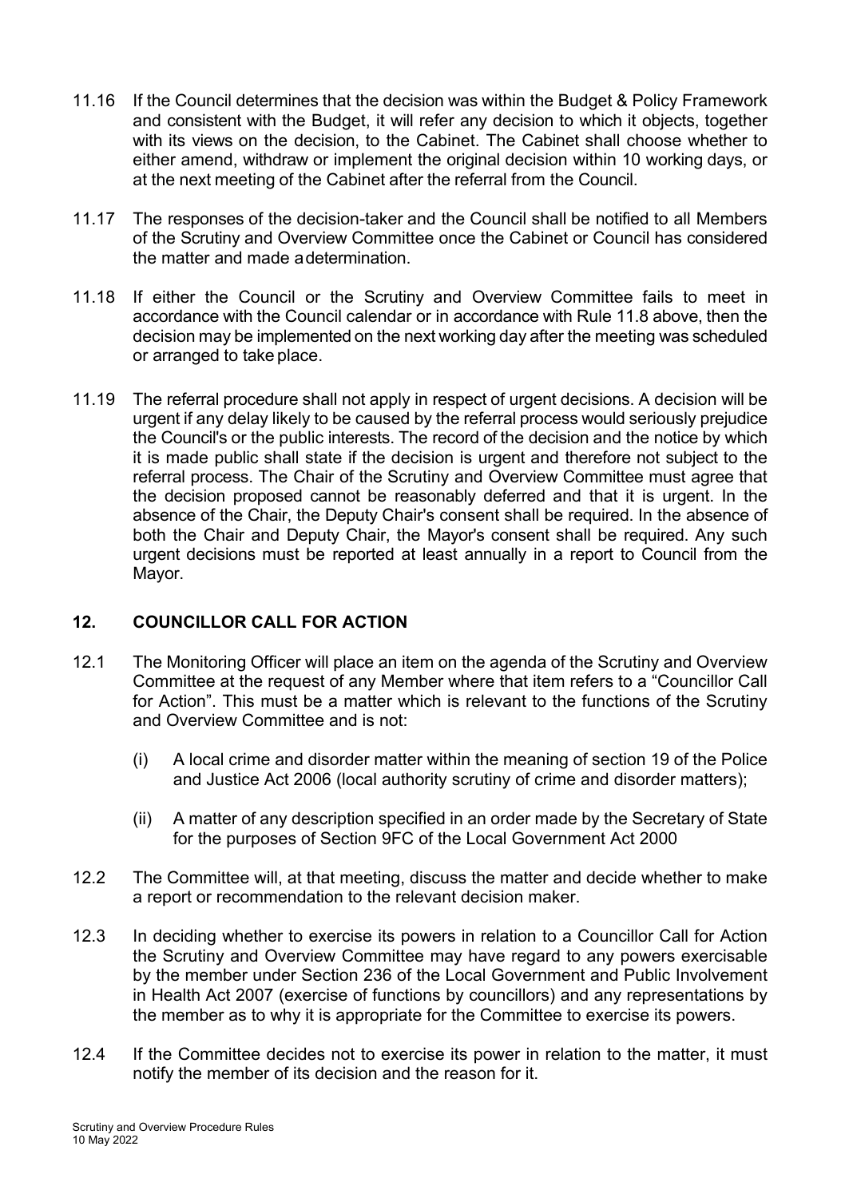11.16 If the Council determines that the decision was within the Budget & Policy Framework and consistent with the Budget, it will refer any decision to which it objects, together with its views on the decision, to the Cabinet. The Cabinet shall choose whether to either amend, withdraw or implement the original decision within 10 working days, or at the next meeting of the Cabinet after the referral from the Council.

11.17 The responses of the decision-taker and the Council shall be notified to all Members of the Scrutiny and Overview Committee once the Cabinet or Council has considered the matter and made a determination.

11.18 If either the Council or the Scrutiny and Overview Committee fails to meet in accordance with the Council calendar or in accordance with Rule 11.8 above, then the decision may be implemented on the next working day after the meeting was scheduled or arranged to take place.

11.19 The referral procedure shall not apply in respect of urgent decisions. A decision will be urgent if any delay likely to be caused by the referral process would seriously prejudice the Council's or the public interests. The record of the decision and the notice by which it is made public shall state if the decision is urgent and therefore not subject to the referral process. The Chair of the Scrutiny and Overview Committee must agree that the decision proposed cannot be reasonably deferred and that it is urgent. In the absence of the Chair, the Deputy Chair's consent shall be required. In the absence of both the Chair and Deputy Chair, the Mayor's consent shall be required. Any such urgent decisions must be reported at least annually in a report to Council from the Mayor.

## 12. COUNCILLOR CALL FOR ACTION

12.1 The Monitoring Officer will place an item on the agenda of the Scrutiny and Overview Committee at the request of any Member where that item refers to a "Councillor Call for Action". This must be a matter which is relevant to the functions of the Scrutiny and Overview Committee and is not:

(i) A local crime and disorder matter within the meaning of section 19 of the Police and Justice Act 2006 (local authority scrutiny of crime and disorder matters);

(ii) A matter of any description specified in an order made by the Secretary of State for the purposes of Section 9FC of the Local Government Act 2000

12.2 The Committee will, at that meeting, discuss the matter and decide whether to make a report or recommendation to the relevant decision maker.

12.3 In deciding whether to exercise its powers in relation to a Councillor Call for Action the Scrutiny and Overview Committee may have regard to any powers exercisable by the member under Section 236 of the Local Government and Public Involvement in Health Act 2007 (exercise of functions by councillors) and any representations by the member as to why it is appropriate for the Committee to exercise its powers.

12.4 If the Committee decides not to exercise its power in relation to the matter, it must notify the member of its decision and the reason for it.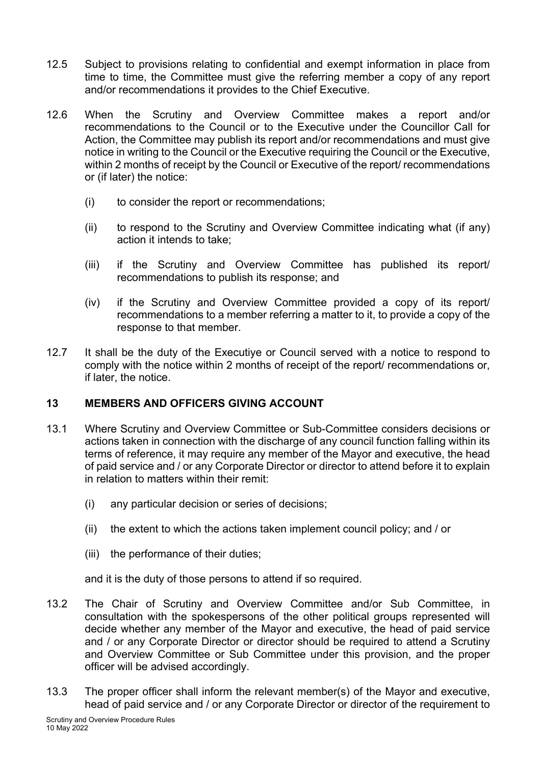12.5 Subject to provisions relating to confidential and exempt information in place from time to time, the Committee must give the referring member a copy of any report and/or recommendations it provides to the Chief Executive.

12.6 When the Scrutiny and Overview Committee makes a report and/or recommendations to the Council or to the Executive under the Councillor Call for Action, the Committee may publish its report and/or recommendations and must give notice in writing to the Council or the Executive requiring the Council or the Executive, within 2 months of receipt by the Council or Executive of the report/ recommendations or (if later) the notice:

(i) to consider the report or recommendations;

(ii) to respond to the Scrutiny and Overview Committee indicating what (if any) action it intends to take;

(iii) if the Scrutiny and Overview Committee has published its report/ recommendations to publish its response; and

(iv) if the Scrutiny and Overview Committee provided a copy of its report/ recommendations to a member referring a matter to it, to provide a copy of the response to that member.

12.7 It shall be the duty of the Executiye or Council served with a notice to respond to comply with the notice within 2 months of receipt of the report/ recommendations or, if later, the notice.

## 13 MEMBERS AND OFFICERS GIVING ACCOUNT

13.1 Where Scrutiny and Overview Committee or Sub-Committee considers decisions or actions taken in connection with the discharge of any council function falling within its terms of reference, it may require any member of the Mayor and executive, the head of paid service and / or any Corporate Director or director to attend before it to explain in relation to matters within their remit:

(i) any particular decision or series of decisions;

(ii) the extent to which the actions taken implement council policy; and / or

(iii) the performance of their duties;

and it is the duty of those persons to attend if so required.

13.2 The Chair of Scrutiny and Overview Committee and/or Sub Committee, in consultation with the spokespersons of the other political groups represented will decide whether any member of the Mayor and executive, the head of paid service and / or any Corporate Director or director should be required to attend a Scrutiny and Overview Committee or Sub Committee under this provision, and the proper officer will be advised accordingly.

13.3 The proper officer shall inform the relevant member(s) of the Mayor and executive, head of paid service and / or any Corporate Director or director of the requirement to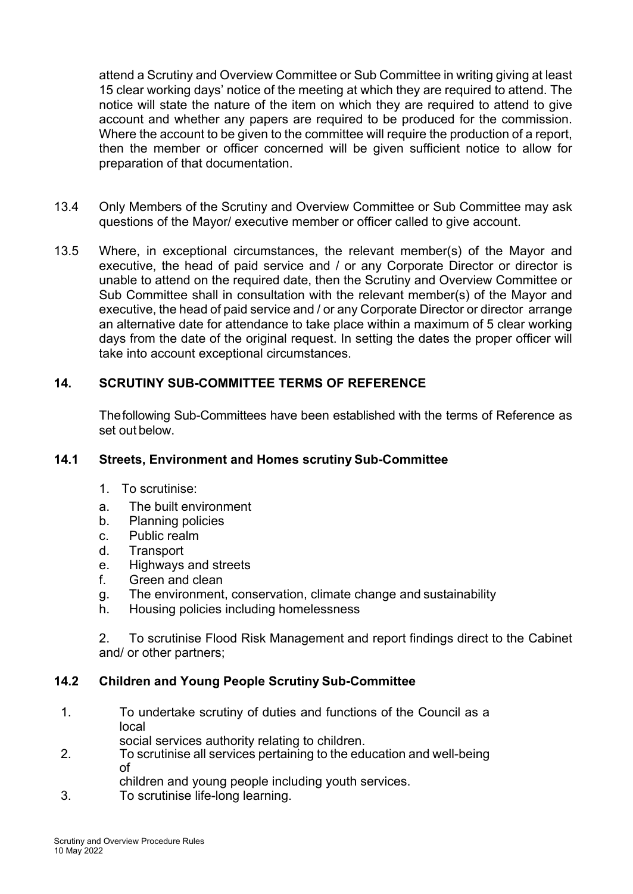attend a Scrutiny and Overview Committee or Sub Committee in writing giving at least 15 clear working days' notice of the meeting at which they are required to attend. The notice will state the nature of the item on which they are required to attend to give account and whether any papers are required to be produced for the commission. Where the account to be given to the committee will require the production of a report, then the member or officer concerned will be given sufficient notice to allow for preparation of that documentation.

13.4 Only Members of the Scrutiny and Overview Committee or Sub Committee may ask questions of the Mayor/ executive member or officer called to give account.

13.5 Where, in exceptional circumstances, the relevant member(s) of the Mayor and executive, the head of paid service and / or any Corporate Director or director is unable to attend on the required date, then the Scrutiny and Overview Committee or Sub Committee shall in consultation with the relevant member(s) of the Mayor and executive, the head of paid service and / or any Corporate Director or director arrange an alternative date for attendance to take place within a maximum of 5 clear working days from the date of the original request. In setting the dates the proper officer will take into account exceptional circumstances.

## 14. SCRUTINY SUB-COMMITTEE TERMS OF REFERENCE

The following Sub-Committees have been established with the terms of Reference as set out below.

### 14.1 Streets, Environment and Homes scrutiny Sub-Committee

1. To scrutinise:

a. The built environment
b. Planning policies
c. Public realm
d. Transport
e. Highways and streets
f. Green and clean
g. The environment, conservation, climate change and sustainability
h. Housing policies including homelessness

2. To scrutinise Flood Risk Management and report findings direct to the Cabinet and/ or other partners;

### 14.2 Children and Young People Scrutiny Sub-Committee

1. To undertake scrutiny of duties and functions of the Council as a local social services authority relating to children.
2. To scrutinise all services pertaining to the education and well-being of children and young people including youth services.
3. To scrutinise life-long learning.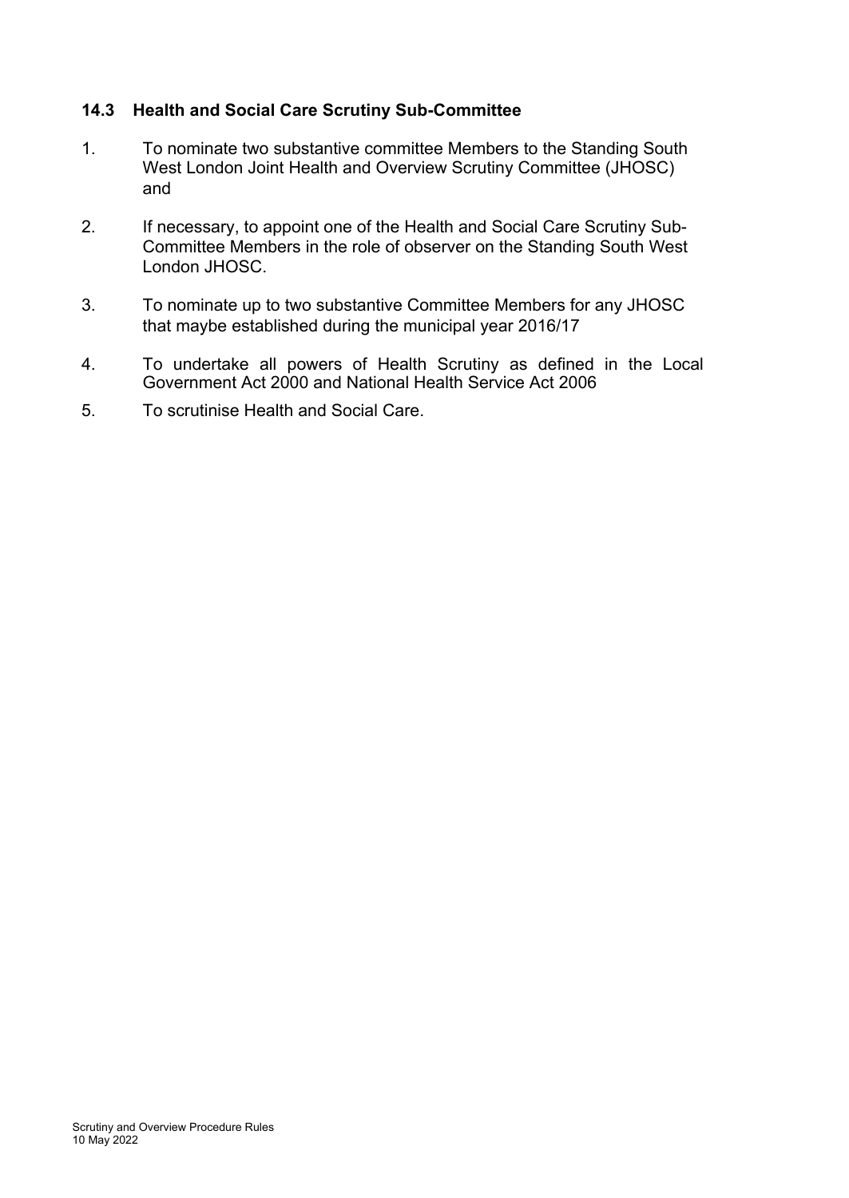### 14.3 Health and Social Care Scrutiny Sub-Committee

1. To nominate two substantive committee Members to the Standing South West London Joint Health and Overview Scrutiny Committee (JHOSC) and

2. If necessary, to appoint one of the Health and Social Care Scrutiny Sub-Committee Members in the role of observer on the Standing South West London JHOSC.

3. To nominate up to two substantive Committee Members for any JHOSC that maybe established during the municipal year 2016/17

4. To undertake all powers of Health Scrutiny as defined in the Local Government Act 2000 and National Health Service Act 2006

5. To scrutinise Health and Social Care.